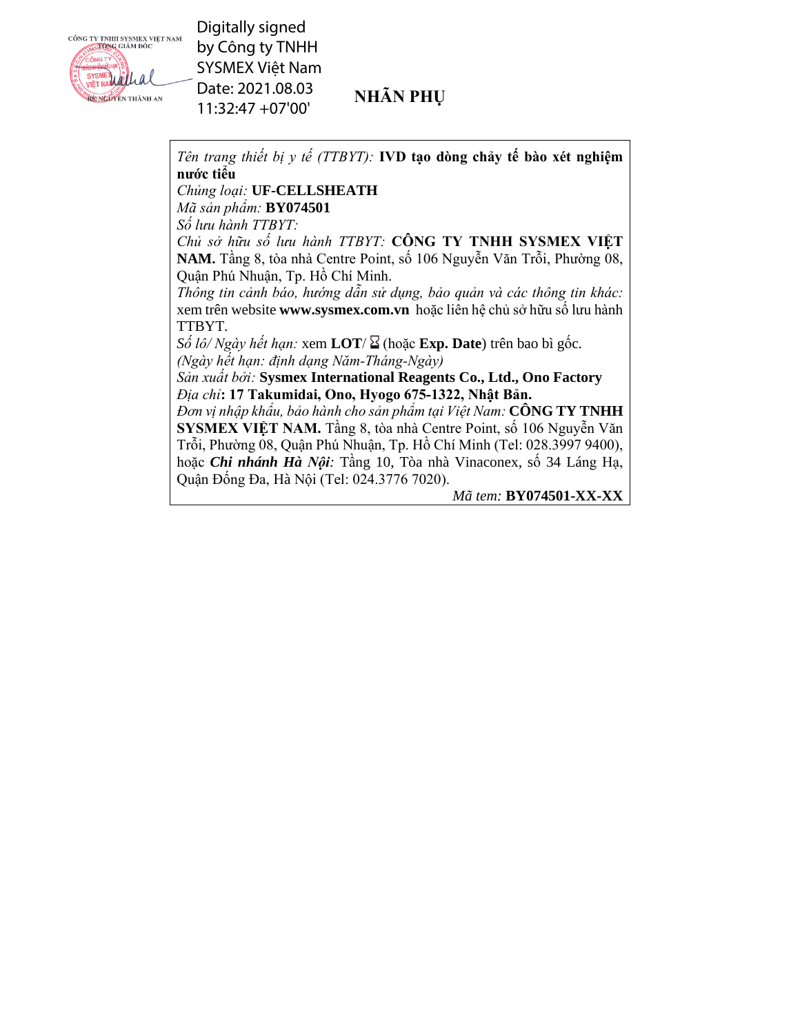CÔNG TY TNHH SYSMEX VIỆT NAM
TỔNG GIÁM ĐỐC

BS. NGUYỄN THÀNH AN

Digitally signed by Công ty TNHH SYSMEX Việt Nam
Date: 2021.08.03 11:32:47 +07'00'

# NHÃN PHỤ

*Tên trang thiết bị y tế (TTBYT):* **IVD tạo dòng chảy tế bào xét nghiệm nước tiểu**
*Chủng loại:* **UF-CELLSHEATH**
*Mã sản phẩm:* **BY074501**
*Số lưu hành TTBYT:*
*Chủ sở hữu số lưu hành TTBYT:* **CÔNG TY TNHH SYSMEX VIỆT NAM.** Tầng 8, tòa nhà Centre Point, số 106 Nguyễn Văn Trỗi, Phường 08, Quận Phú Nhuận, Tp. Hồ Chí Minh.
*Thông tin cảnh báo, hướng dẫn sử dụng, bảo quản và các thông tin khác:* xem trên website **www.sysmex.com.vn** hoặc liên hệ chủ sở hữu số lưu hành TTBYT.
*Số lô/ Ngày hết hạn:* xem **LOT**/ ⌛ (hoặc **Exp. Date**) trên bao bì gốc.
*(Ngày hết hạn: định dạng Năm-Tháng-Ngày)*
*Sản xuất bởi:* **Sysmex International Reagents Co., Ltd., Ono Factory**
*Địa chỉ*: **17 Takumidai, Ono, Hyogo 675-1322, Nhật Bản.**
*Đơn vị nhập khẩu, bảo hành cho sản phẩm tại Việt Nam:* **CÔNG TY TNHH SYSMEX VIỆT NAM.** Tầng 8, tòa nhà Centre Point, số 106 Nguyễn Văn Trỗi, Phường 08, Quận Phú Nhuận, Tp. Hồ Chí Minh (Tel: 028.3997 9400), hoặc ***Chi nhánh Hà Nội:*** Tầng 10, Tòa nhà Vinaconex, số 34 Láng Hạ, Quận Đống Đa, Hà Nội (Tel: 024.3776 7020).
*Mã tem:* **BY074501-XX-XX**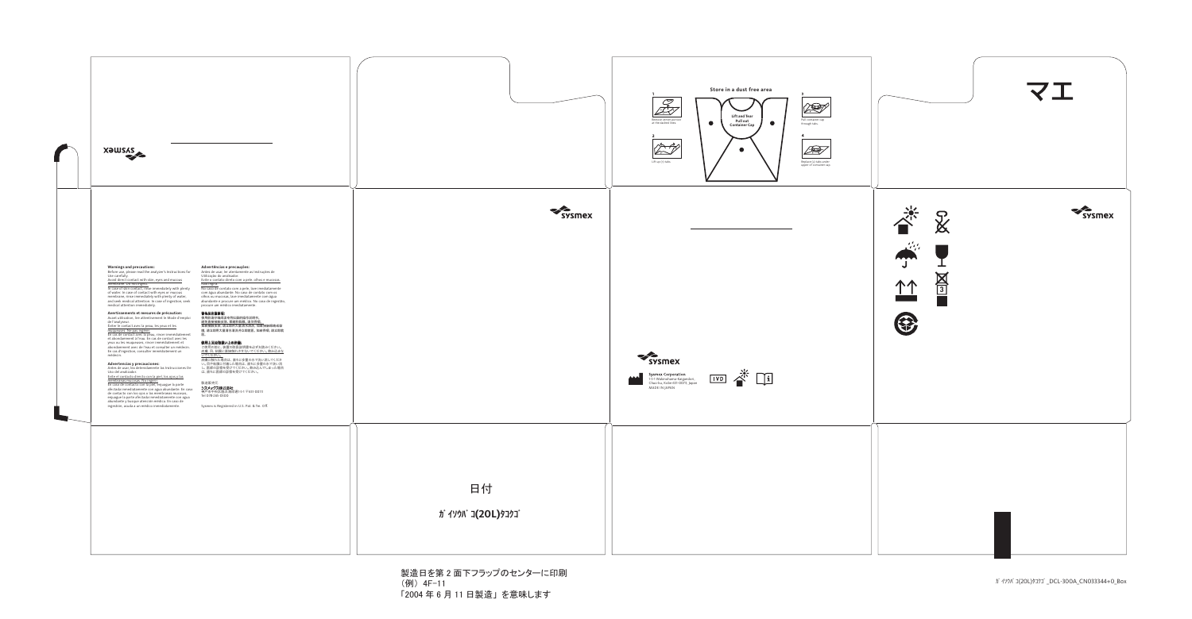sysmex

Store in a dust free area

1

Remove sealed portion at the dashed lines

2

Lift up (2) tabs

Lift and Tear
Pull out
Container Cap

3

Pull container cap through tabs

4

Replace (2) tabs under upper of container cap

マエ

sysmex

**Warnings and precautions:**
Before use, please read the analyzer's Instructions for Use carefully.
Avoid direct contact with skin, eyes and mucous membranes. Do not ingest.
In case of skin contact, rinse immediately with plenty of water. In case of contact with eyes or mucous membrane, rinse immediately with plenty of water, and seek medical attention. In case of ingestion, seek medical attention immediately.

**Avertissements et mesures de précaution:**
Avant utilisation, lire attentivement le Mode d'emploi de l'analyseur.
Éviter le contact avec la peau, les yeux et les muqueuses. Ne pas ingérer.
En cas de contact avec la peau, rincer immédiatement et abondamment à l'eau. En cas de contact avec les yeux ou les muqueuses, rincer immédiatement et abondamment avec de l'eau et consulter un médecin. En cas d'ingestion, consulter immédiatement un médecin.

**Advertencias y precauciones:**
Antes de usar, lea detenidamente las Instrucciones De Uso del analizador.
Evite el contacto directo con la piel, los ojos y las membranas mucosas. No ingerir.
En caso de contacto con la piel, enjuague la parte afectada inmediatamente con agua abundante. En caso de contacto con los ojos o las membranas mucosas, enjuague la parte afectada inmediatamente con agua abundante y busque atención médica. En caso de ingestión, acuda a un médico inmediatamente.

**Advertências e precauções:**
Antes de usar, ler atentamente as Instruções de Utilização do analisador.
Evite o contato direto com a pele, olhos e mucosas. Não ingerir.
No caso de contato com a pele, lave imediatamente com água abundante. No caso de contato com os olhos ou mucosas, lave imediatamente com água abundante e procure um médico. No caso de ingestão, procure um médico imediatamente.

**警告及注意事项:**
使用前请仔细阅读仪器的操作说明书。
避免直接接触皮肤、眼睛和黏膜。请勿吞咽。
如果接触皮肤，请立即用大量清水冲洗。如果接触眼睛或黏膜，请立即用大量清水冲洗并就医。如果误服，请立即就医。

**使用上又は取扱い上の注意:**
ご使用の前に、装置の取扱説明書をよくお読みください。
皮膚、目、粘膜に直接触れたりしないでください。飲み込まないでください。
皮膚に触れた場合は、直ちに多量の水で洗い流してください。目や粘膜に付着した場合は、直ちに多量の水で洗い流し、医師の診察を受けてください。飲み込んでしまった場合は、直ちに医師の診察を受けてください。

製造販売元
シスメックス株式会社
神戸市中央区脇浜海岸通1-5-1 〒651-0073
Tel 078-265-0500

Sysmex is Registered in U.S. Pat. & Tm. Off.

sysmex

Sysmex Corporation
1-5-1 Wakinohama-Kaigandori,
Chuo-ku, Kobe 651-0073, Japan
MADE IN JAPAN

IVD

sysmex

日付

ｶﾞｲｿｳﾊﾞｺ(20L)ﾀｺｳｺﾞ

製造日を第 2 面下フラップのセンターに印刷
（例） 4F-11
「2004 年 6 月 11 日製造」を意味します

ｶﾞｲｿｳﾊﾞｺ(20L)ﾀｺｳｺﾞ_DCL-300A_CN033344+D_Box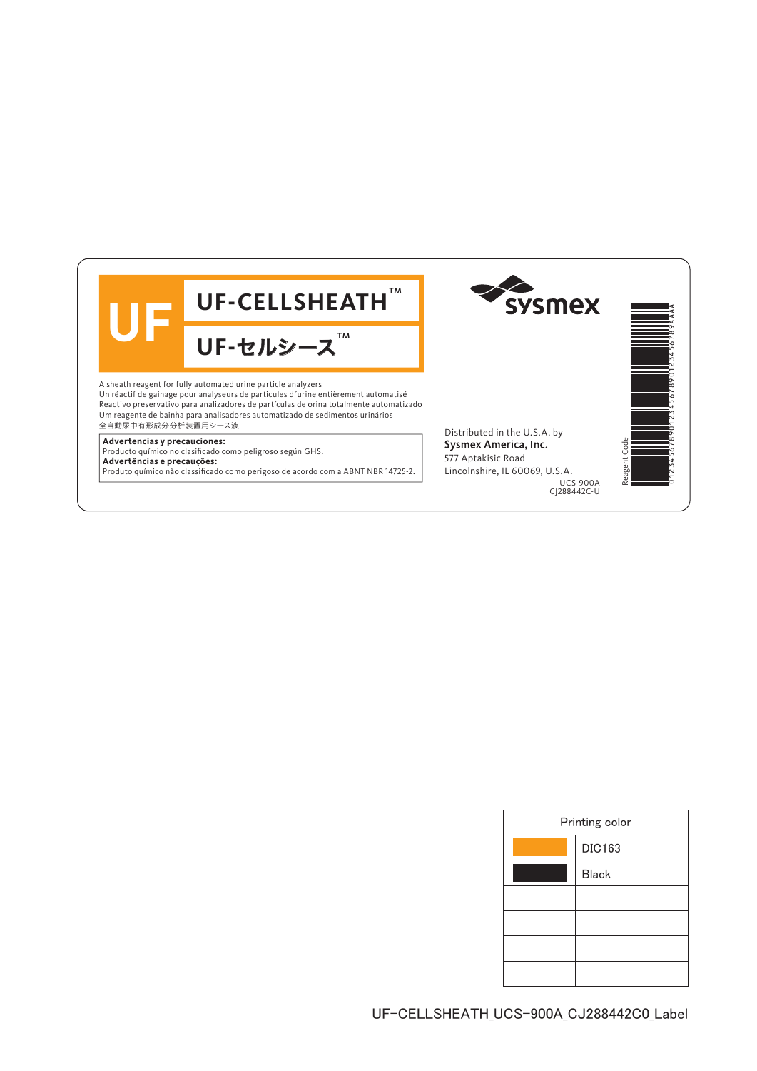UF

# UF-CELLSHEATH™

# UF-セルシース™

A sheath reagent for fully automated urine particle analyzers
Un réactif de gainage pour analyseurs de particules d´urine entièrement automatisé
Reactivo preservativo para analizadores de partículas de orina totalmente automatizado
Um reagente de bainha para analisadores automatizado de sedimentos urinários
全自動尿中有形成分分析装置用シース液

**Advertencias y precauciones:**
Producto químico no clasificado como peligroso según GHS.
**Advertências e precauções:**
Produto químico não classificado como perigoso de acordo com a ABNT NBR 14725-2.

sysmex

Distributed in the U.S.A. by
**Sysmex America, Inc.**
577 Aptakisic Road
Lincolnshire, IL 60069, U.S.A.

UCS-900A
CJ288442C-U

Reagent Code
0123456789012345678901234567 89AAAA

| Printing color | |
|---|---|
| | DIC163 |
| | Black |
| | |
| | |
| | |
| | |

UF-CELLSHEATH_UCS-900A_CJ288442C0_Label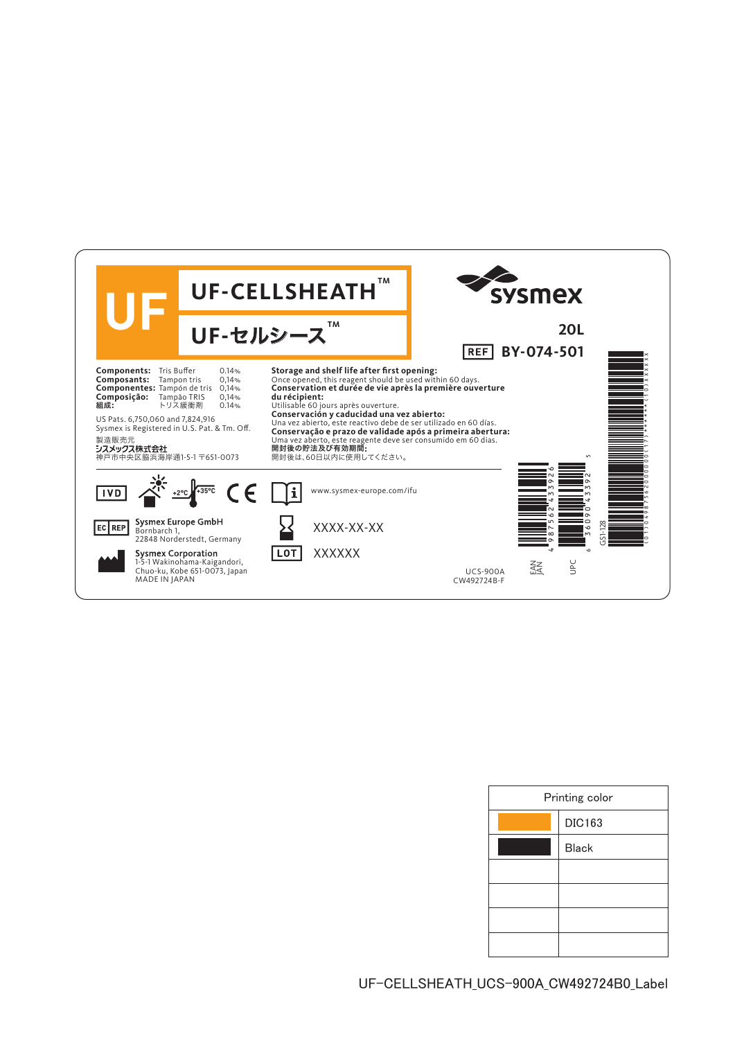# UF

## UF-CELLSHEATH™

## UF-セルシース™

sysmex

**20L**

REF **BY-074-501**

| | | |
|---|---|---|
| **Components:** | Tris Buffer | 0.14% |
| **Composants:** | Tampon tris | 0,14% |
| **Componentes:** | Tampón de tris | 0,14% |
| **Composição:** | Tampão TRIS | 0,14% |
| **組成:** | トリス緩衝剤 | 0.14% |

US Pats. 6,750,060 and 7,824,916
Sysmex is Registered in U.S. Pat. & Tm. Off.

製造販売元
**シスメックス株式会社**
神戸市中央区脇浜海岸通1-5-1 〒651-0073

**Storage and shelf life after first opening:**
Once opened, this reagent should be used within 60 days.
**Conservation et durée de vie après la première ouverture du récipient:**
Utilisable 60 jours après ouverture.
**Conservación y caducidad una vez abierto:**
Una vez abierto, este reactivo debe de ser utilizado en 60 días.
**Conservação e prazo de validade após a primeira abertura:**
Uma vez aberto, este reagente deve ser consumido em 60 dias.
**開封後の貯法及び有効期間:**
開封後は、60日以内に使用してください。

IVD +2°C +35°C CE

www.sysmex-europe.com/ifu

EC REP **Sysmex Europe GmbH**
Bornbarch 1,
22848 Norderstedt, Germany

XXXX-XX-XX

LOT XXXXXX

**Sysmex Corporation**
1-5-1 Wakinohama-Kaigandori,
Chuo-ku, Kobe 651-0073, Japan
MADE IN JAPAN

UCS-900A
CW492724B-F

EAN JAN 4 987562 433926

UPC 6 36090 43392 5

GS1-128

| Printing color | |
|---|---|
| | DIC163 |
| | Black |
| | |
| | |
| | |
| | |

UF-CELLSHEATH_UCS-900A_CW492724B0_Label